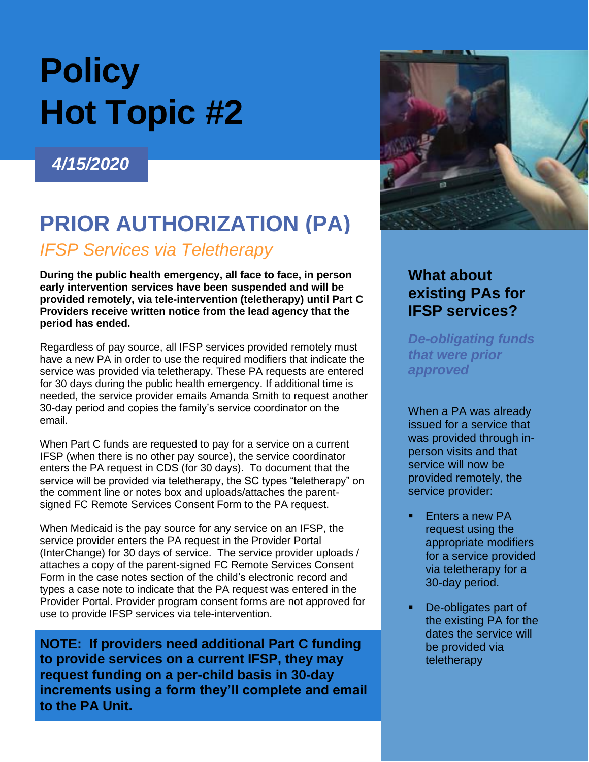# Policy Hot Topic #2

***4/15/2020***

## PRIOR AUTHORIZATION (PA)

*IFSP Services via Teletherapy*

**During the public health emergency, all face to face, in person early intervention services have been suspended and will be provided remotely, via tele-intervention (teletherapy) until Part C Providers receive written notice from the lead agency that the period has ended.**

Regardless of pay source, all IFSP services provided remotely must have a new PA in order to use the required modifiers that indicate the service was provided via teletherapy. These PA requests are entered for 30 days during the public health emergency. If additional time is needed, the service provider emails Amanda Smith to request another 30-day period and copies the family's service coordinator on the email.

When Part C funds are requested to pay for a service on a current IFSP (when there is no other pay source), the service coordinator enters the PA request in CDS (for 30 days). To document that the service will be provided via teletherapy, the SC types "teletherapy" on the comment line or notes box and uploads/attaches the parent-signed FC Remote Services Consent Form to the PA request.

When Medicaid is the pay source for any service on an IFSP, the service provider enters the PA request in the Provider Portal (InterChange) for 30 days of service. The service provider uploads / attaches a copy of the parent-signed FC Remote Services Consent Form in the case notes section of the child's electronic record and types a case note to indicate that the PA request was entered in the Provider Portal. Provider program consent forms are not approved for use to provide IFSP services via tele-intervention.

**NOTE: If providers need additional Part C funding to provide services on a current IFSP, they may request funding on a per-child basis in 30-day increments using a form they'll complete and email to the PA Unit.**

### What about existing PAs for IFSP services?

***De-obligating funds that were prior approved***

When a PA was already issued for a service that was provided through in-person visits and that service will now be provided remotely, the service provider:

- Enters a new PA request using the appropriate modifiers for a service provided via teletherapy for a 30-day period.
- De-obligates part of the existing PA for the dates the service will be provided via teletherapy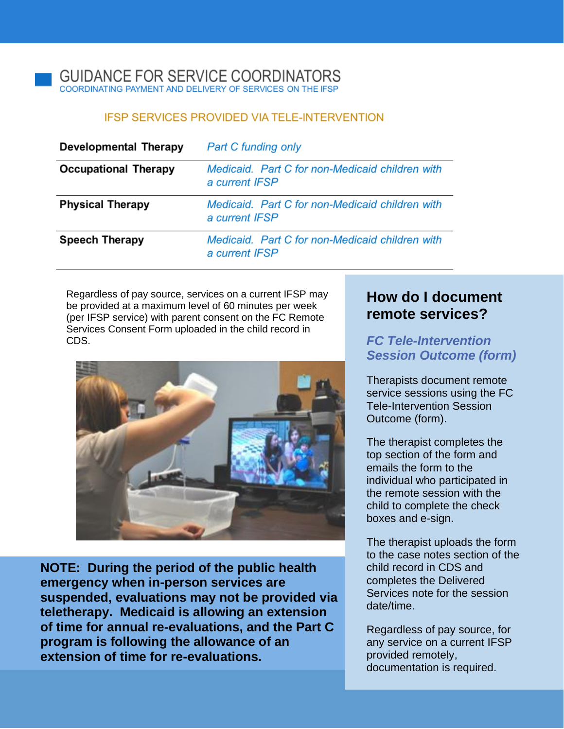## GUIDANCE FOR SERVICE COORDINATORS

COORDINATING PAYMENT AND DELIVERY OF SERVICES ON THE IFSP

### IFSP SERVICES PROVIDED VIA TELE-INTERVENTION

| | |
|---|---|
| **Developmental Therapy** | *Part C funding only* |
| **Occupational Therapy** | *Medicaid. Part C for non-Medicaid children with a current IFSP* |
| **Physical Therapy** | *Medicaid. Part C for non-Medicaid children with a current IFSP* |
| **Speech Therapy** | *Medicaid. Part C for non-Medicaid children with a current IFSP* |

Regardless of pay source, services on a current IFSP may be provided at a maximum level of 60 minutes per week (per IFSP service) with parent consent on the FC Remote Services Consent Form uploaded in the child record in CDS.

**NOTE: During the period of the public health emergency when in-person services are suspended, evaluations may not be provided via teletherapy. Medicaid is allowing an extension of time for annual re-evaluations, and the Part C program is following the allowance of an extension of time for re-evaluations.**

### How do I document remote services?

***FC Tele-Intervention Session Outcome (form)***

Therapists document remote service sessions using the FC Tele-Intervention Session Outcome (form).

The therapist completes the top section of the form and emails the form to the individual who participated in the remote session with the child to complete the check boxes and e-sign.

The therapist uploads the form to the case notes section of the child record in CDS and completes the Delivered Services note for the session date/time.

Regardless of pay source, for any service on a current IFSP provided remotely, documentation is required.